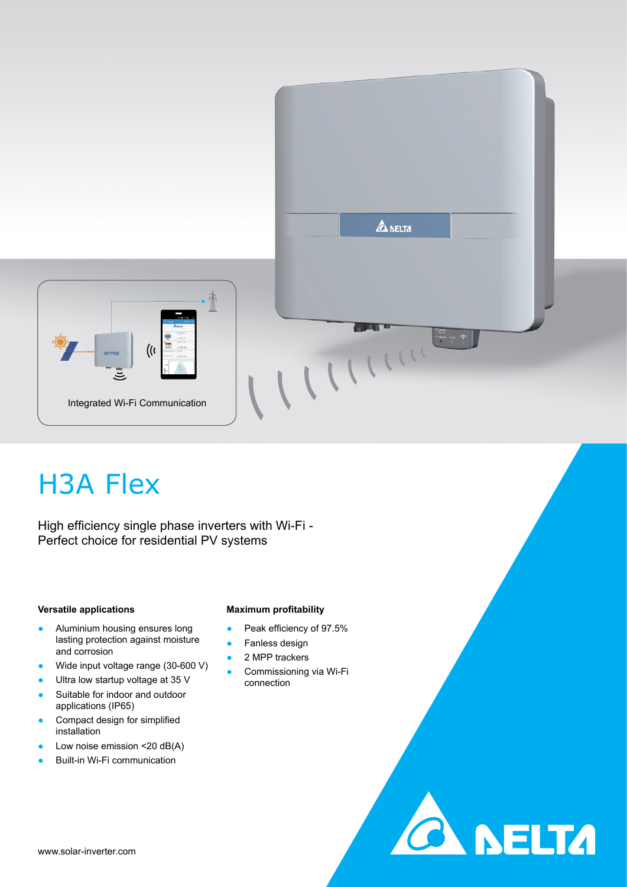Integrated Wi-Fi Communication

# H3A Flex

High efficiency single phase inverters with Wi-Fi -
Perfect choice for residential PV systems

### Versatile applications

- Aluminium housing ensures long lasting protection against moisture and corrosion
- Wide input voltage range (30-600 V)
- Ultra low startup voltage at 35 V
- Suitable for indoor and outdoor applications (IP65)
- Compact design for simplified installation
- Low noise emission <20 dB(A)
- Built-in Wi-Fi communication

### Maximum profitability

- Peak efficiency of 97.5%
- Fanless design
- 2 MPP trackers
- Commissioning via Wi-Fi connection

www.solar-inverter.com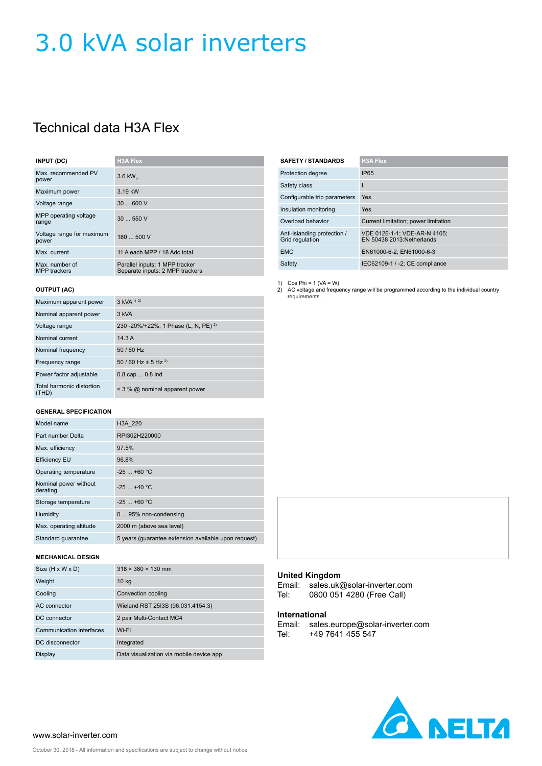# 3.0 kVA solar inverters

## Technical data H3A Flex

| INPUT (DC) | H3A Flex |
|---|---|
| Max. recommended PV power | 3.6 $kW_P$ |
| Maximum power | 3.19 kW |
| Voltage range | 30 ... 600 V |
| MPP operating voltage range | 30 ... 550 V |
| Voltage range for maximum power | 180 ... 500 V |
| Max. current | 11 A each MPP / 18 Adc total |
| Max. number of MPP trackers | Parallel inputs: 1 MPP tracker<br>Separate inputs: 2 MPP trackers |

| OUTPUT (AC) | |
|---|---|
| Maximum apparent power | 3 kVA [1) 2)] |
| Nominal apparent power | 3 kVA |
| Voltage range | 230 -20%/+22%, 1 Phase (L, N, PE) [2)] |
| Nominal current | 14.3 A |
| Nominal frequency | 50 / 60 Hz |
| Frequency range | 50 / 60 Hz ± 5 Hz [2)] |
| Power factor adjustable | 0.8 cap ... 0.8 ind |
| Total harmonic distortion (THD) | < 3 % @ nominal apparent power |

| GENERAL SPECIFICATION | |
|---|---|
| Model name | H3A_220 |
| Part number Delta | RPI302H220000 |
| Max. efficiency | 97.5% |
| Efficiency EU | 96.8% |
| Operating temperature | -25 ... +60 °C |
| Nominal power without derating | -25 ... +40 °C |
| Storage temperature | -25 ... +60 °C |
| Humidity | 0 ... 95% non-condensing |
| Max. operating altitude | 2000 m (above sea level) |
| Standard guarantee | 5 years (guarantee extension available upon request) |

| MECHANICAL DESIGN | |
|---|---|
| Size (H x W x D) | 318 × 380 × 130 mm |
| Weight | 10 kg |
| Cooling | Convection cooling |
| AC connector | Wieland RST 25I3S (96.031.4154.3) |
| DC connector | 2 pair Multi-Contact MC4 |
| Communication interfaces | Wi-Fi |
| DC disconnector | Integrated |
| Display | Data visualization via mobile device app |

| SAFETY / STANDARDS | H3A Flex |
|---|---|
| Protection degree | IP65 |
| Safety class | I |
| Configurable trip parameters | Yes |
| Insulation monitoring | Yes |
| Overload behavior | Current limitation; power limitation |
| Anti-islanding protection / Grid regulation | VDE 0126-1-1; VDE-AR-N 4105;<br>EN 50438 2013:Netherlands |
| EMC | EN61000-6-2; EN61000-6-3 |
| Safety | IEC62109-1 / -2; CE compliance |

1) Cos Phi = 1 (VA = W)
2) AC voltage and frequency range will be programmed according to the individual country requirements.

**United Kingdom**
Email: sales.uk@solar-inverter.com
Tel: 0800 051 4280 (Free Call)

**International**
Email: sales.europe@solar-inverter.com
Tel: +49 7641 455 547

DELTA

www.solar-inverter.com

October 30, 2018 - All information and specifications are subject to change without notice